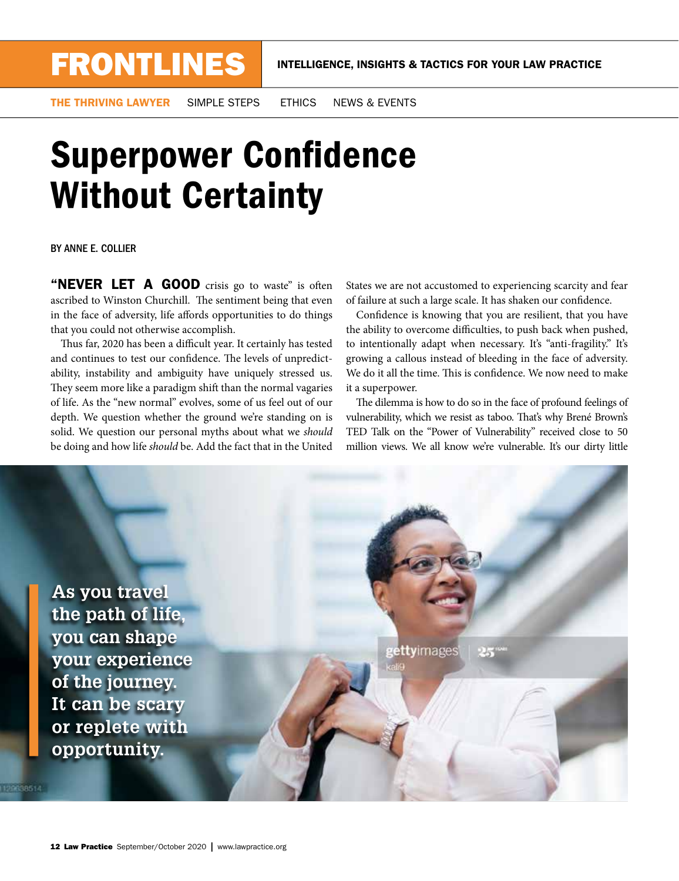# FRONTLINES

INTELLIGENCE, INSIGHTS & TACTICS FOR YOUR LAW PRACTICE

THE THRIVING LAWYER | SIMPLE STEPS | ETHICS | NEWS & EVENTS

# Superpower Confidence Without Certainty

BY ANNE E. COLLIER

**"NEVER LET A GOOD** crisis go to waste" is often ascribed to Winston Churchill. The sentiment being that even in the face of adversity, life affords opportunities to do things that you could not otherwise accomplish.

Thus far, 2020 has been a difficult year. It certainly has tested and continues to test our confidence. The levels of unpredictability, instability and ambiguity have uniquely stressed us. They seem more like a paradigm shift than the normal vagaries of life. As the "new normal" evolves, some of us feel out of our depth. We question whether the ground we're standing on is solid. We question our personal myths about what we *should* be doing and how life *should* be. Add the fact that in the United States we are not accustomed to experiencing scarcity and fear of failure at such a large scale. It has shaken our confidence.

Confidence is knowing that you are resilient, that you have the ability to overcome difficulties, to push back when pushed, to intentionally adapt when necessary. It's "anti-fragility." It's growing a callous instead of bleeding in the face of adversity. We do it all the time. This is confidence. We now need to make it a superpower.

The dilemma is how to do so in the face of profound feelings of vulnerability, which we resist as taboo. That's why Brené Brown's TED Talk on the "Power of Vulnerability" received close to 50 million views. We all know we're vulnerable. It's our dirty little

**As you travel the path of life, you can shape your experience of the journey. It can be scary or replete with opportunity.**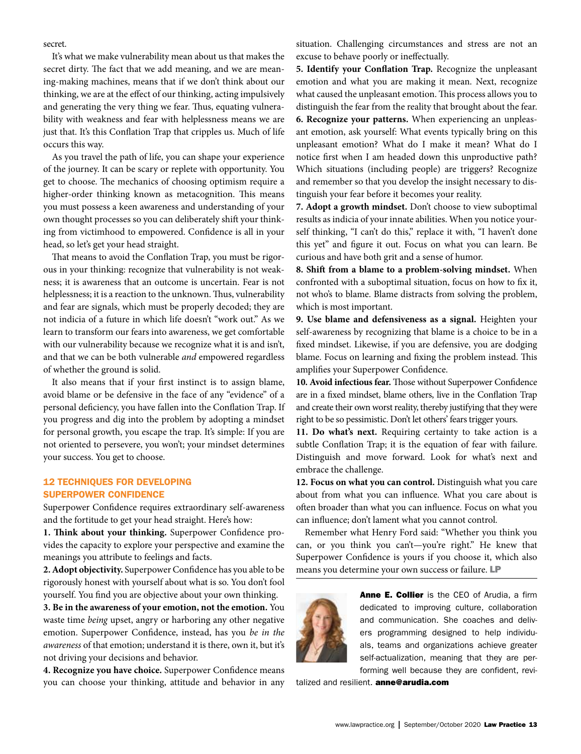secret.

It's what we make vulnerability mean about us that makes the secret dirty. The fact that we add meaning, and we are meaning-making machines, means that if we don't think about our thinking, we are at the effect of our thinking, acting impulsively and generating the very thing we fear. Thus, equating vulnerability with weakness and fear with helplessness means we are just that. It's this Conflation Trap that cripples us. Much of life occurs this way.

As you travel the path of life, you can shape your experience of the journey. It can be scary or replete with opportunity. You get to choose. The mechanics of choosing optimism require a higher-order thinking known as metacognition. This means you must possess a keen awareness and understanding of your own thought processes so you can deliberately shift your thinking from victimhood to empowered. Confidence is all in your head, so let's get your head straight.

That means to avoid the Conflation Trap, you must be rigorous in your thinking: recognize that vulnerability is not weakness; it is awareness that an outcome is uncertain. Fear is not helplessness; it is a reaction to the unknown. Thus, vulnerability and fear are signals, which must be properly decoded; they are not indicia of a future in which life doesn't "work out." As we learn to transform our fears into awareness, we get comfortable with our vulnerability because we recognize what it is and isn't, and that we can be both vulnerable *and* empowered regardless of whether the ground is solid.

It also means that if your first instinct is to assign blame, avoid blame or be defensive in the face of any "evidence" of a personal deficiency, you have fallen into the Conflation Trap. If you progress and dig into the problem by adopting a mindset for personal growth, you escape the trap. It's simple: If you are not oriented to persevere, you won't; your mindset determines your success. You get to choose.

## 12 TECHNIQUES FOR DEVELOPING SUPERPOWER CONFIDENCE

Superpower Confidence requires extraordinary self-awareness and the fortitude to get your head straight. Here's how:

**1. Think about your thinking.** Superpower Confidence provides the capacity to explore your perspective and examine the meanings you attribute to feelings and facts.

**2. Adopt objectivity.** Superpower Confidence has you able to be rigorously honest with yourself about what is so. You don't fool yourself. You find you are objective about your own thinking.

**3. Be in the awareness of your emotion, not the emotion.** You waste time *being* upset, angry or harboring any other negative emotion. Superpower Confidence, instead, has you *be in the awareness* of that emotion; understand it is there, own it, but it's not driving your decisions and behavior.

**4. Recognize you have choice.** Superpower Confidence means you can choose your thinking, attitude and behavior in any situation. Challenging circumstances and stress are not an excuse to behave poorly or ineffectually.

**5. Identify your Conflation Trap.** Recognize the unpleasant emotion and what you are making it mean. Next, recognize what caused the unpleasant emotion. This process allows you to distinguish the fear from the reality that brought about the fear.

**6. Recognize your patterns.** When experiencing an unpleasant emotion, ask yourself: What events typically bring on this unpleasant emotion? What do I make it mean? What do I notice first when I am headed down this unproductive path? Which situations (including people) are triggers? Recognize and remember so that you develop the insight necessary to distinguish your fear before it becomes your reality.

**7. Adopt a growth mindset.** Don't choose to view suboptimal results as indicia of your innate abilities. When you notice yourself thinking, "I can't do this," replace it with, "I haven't done this yet" and figure it out. Focus on what you can learn. Be curious and have both grit and a sense of humor.

**8. Shift from a blame to a problem-solving mindset.** When confronted with a suboptimal situation, focus on how to fix it, not who's to blame. Blame distracts from solving the problem, which is most important.

**9. Use blame and defensiveness as a signal.** Heighten your self-awareness by recognizing that blame is a choice to be in a fixed mindset. Likewise, if you are defensive, you are dodging blame. Focus on learning and fixing the problem instead. This amplifies your Superpower Confidence.

**10. Avoid infectious fear.** Those without Superpower Confidence are in a fixed mindset, blame others, live in the Conflation Trap and create their own worst reality, thereby justifying that they were right to be so pessimistic. Don't let others' fears trigger yours.

**11. Do what's next.** Requiring certainty to take action is a subtle Conflation Trap; it is the equation of fear with failure. Distinguish and move forward. Look for what's next and embrace the challenge.

**12. Focus on what you can control.** Distinguish what you care about from what you can influence. What you care about is often broader than what you can influence. Focus on what you can influence; don't lament what you cannot control.

Remember what Henry Ford said: "Whether you think you can, or you think you can't—you're right." He knew that Superpower Confidence is yours if you choose it, which also means you determine your own success or failure. **LP**

**Anne E. Collier** is the CEO of Arudia, a firm dedicated to improving culture, collaboration and communication. She coaches and delivers programming designed to help individuals, teams and organizations achieve greater self-actualization, meaning that they are performing well because they are confident, revitalized and resilient. **anne@arudia.com**